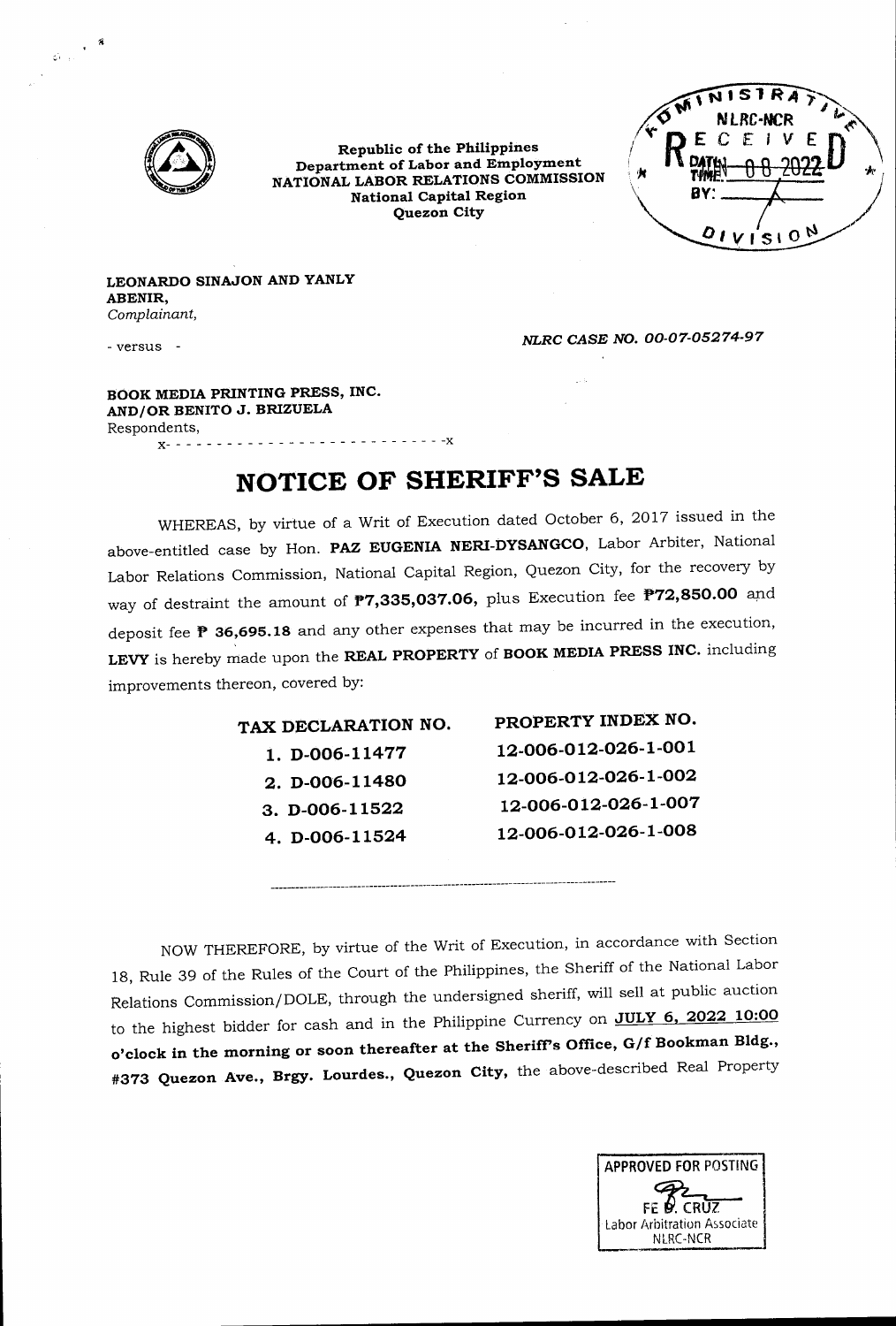Republic of the Philippines
Department of Labor and Employment
NATIONAL LABOR RELATIONS COMMISSION
National Capital Region
Quezon City

ADMINISTRATIVE DIVISION
NLRC-NCR
RECEIVED
DATE: 08 2022
BY:

**LEONARDO SINAJON AND YANLY ABENIR,**
*Complainant,*

- versus -

*NLRC CASE NO. 00-07-05274-97*

**BOOK MEDIA PRINTING PRESS, INC. AND/OR BENITO J. BRIZUELA**
Respondents,
x- - - - - - - - - - - - - - - - - - - - - - - - - - -x

# NOTICE OF SHERIFF'S SALE

WHEREAS, by virtue of a Writ of Execution dated October 6, 2017 issued in the above-entitled case by Hon. **PAZ EUGENIA NERI-DYSANGCO**, Labor Arbiter, National Labor Relations Commission, National Capital Region, Quezon City, for the recovery by way of destraint the amount of **₱7,335,037.06,** plus Execution fee **₱72,850.00** and deposit fee **₱ 36,695.18** and any other expenses that may be incurred in the execution, **LEVY** is hereby made upon the **REAL PROPERTY** of **BOOK MEDIA PRESS INC.** including improvements thereon, covered by:

| TAX DECLARATION NO. | PROPERTY INDEX NO. |
|---|---|
| 1. D-006-11477 | 12-006-012-026-1-001 |
| 2. D-006-11480 | 12-006-012-026-1-002 |
| 3. D-006-11522 | 12-006-012-026-1-007 |
| 4. D-006-11524 | 12-006-012-026-1-008 |

NOW THEREFORE, by virtue of the Writ of Execution, in accordance with Section 18, Rule 39 of the Rules of the Court of the Philippines, the Sheriff of the National Labor Relations Commission/DOLE, through the undersigned sheriff, will sell at public auction to the highest bidder for cash and in the Philippine Currency on **JULY 6, 2022 10:00 o'clock in the morning or soon thereafter at the Sheriff's Office, G/f Bookman Bldg., #373 Quezon Ave., Brgy. Lourdes., Quezon City,** the above-described Real Property

APPROVED FOR POSTING
FE B. CRUZ
Labor Arbitration Associate
NLRC-NCR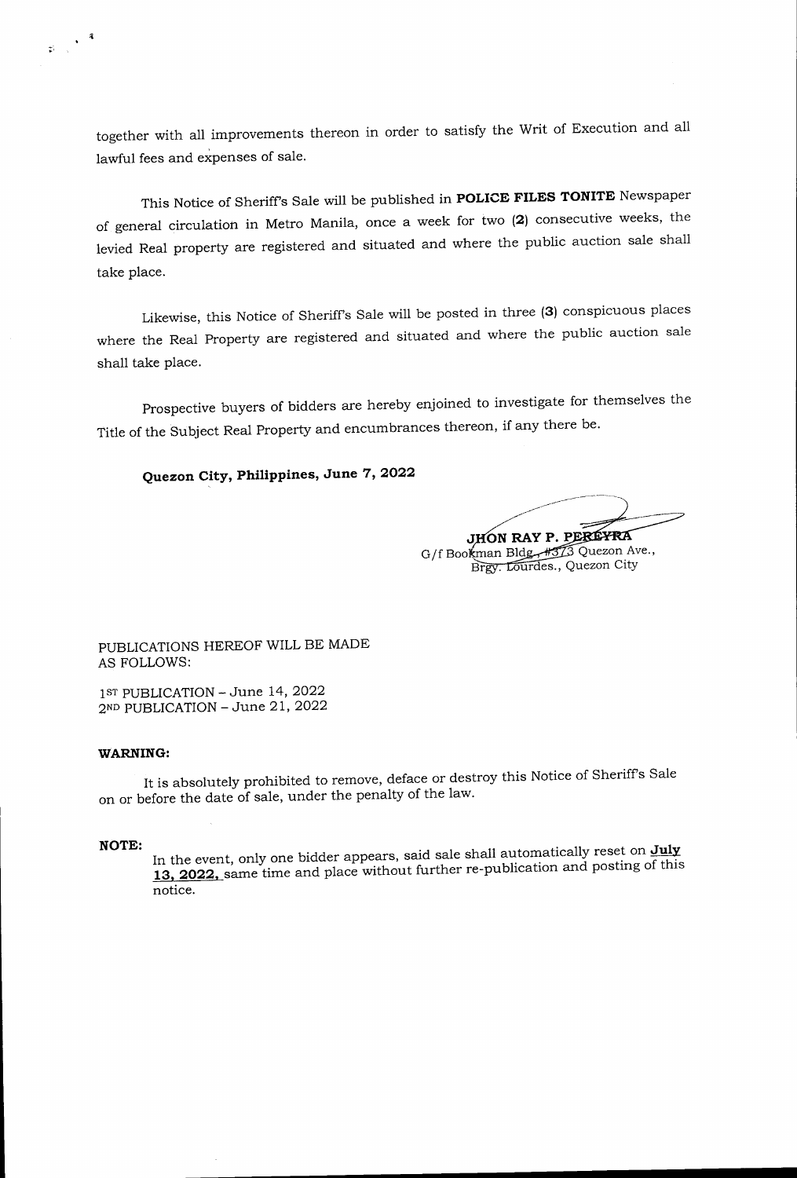together with all improvements thereon in order to satisfy the Writ of Execution and all lawful fees and expenses of sale.

This Notice of Sheriff's Sale will be published in **POLICE FILES TONITE** Newspaper of general circulation in Metro Manila, once a week for two **(2)** consecutive weeks, the levied Real property are registered and situated and where the public auction sale shall take place.

Likewise, this Notice of Sheriff's Sale will be posted in three **(3)** conspicuous places where the Real Property are registered and situated and where the public auction sale shall take place.

Prospective buyers of bidders are hereby enjoined to investigate for themselves the Title of the Subject Real Property and encumbrances thereon, if any there be.

**Quezon City, Philippines, June 7, 2022**

**JHON RAY P. PEREYRA**
G/f Bookman Bldg., #373 Quezon Ave.,
Brgy. Lourdes., Quezon City

PUBLICATIONS HEREOF WILL BE MADE AS FOLLOWS:

1ST PUBLICATION – June 14, 2022
2ND PUBLICATION – June 21, 2022

**WARNING:**

It is absolutely prohibited to remove, deface or destroy this Notice of Sheriff's Sale on or before the date of sale, under the penalty of the law.

**NOTE:**

In the event, only one bidder appears, said sale shall automatically reset on **July 13, 2022,** same time and place without further re-publication and posting of this notice.